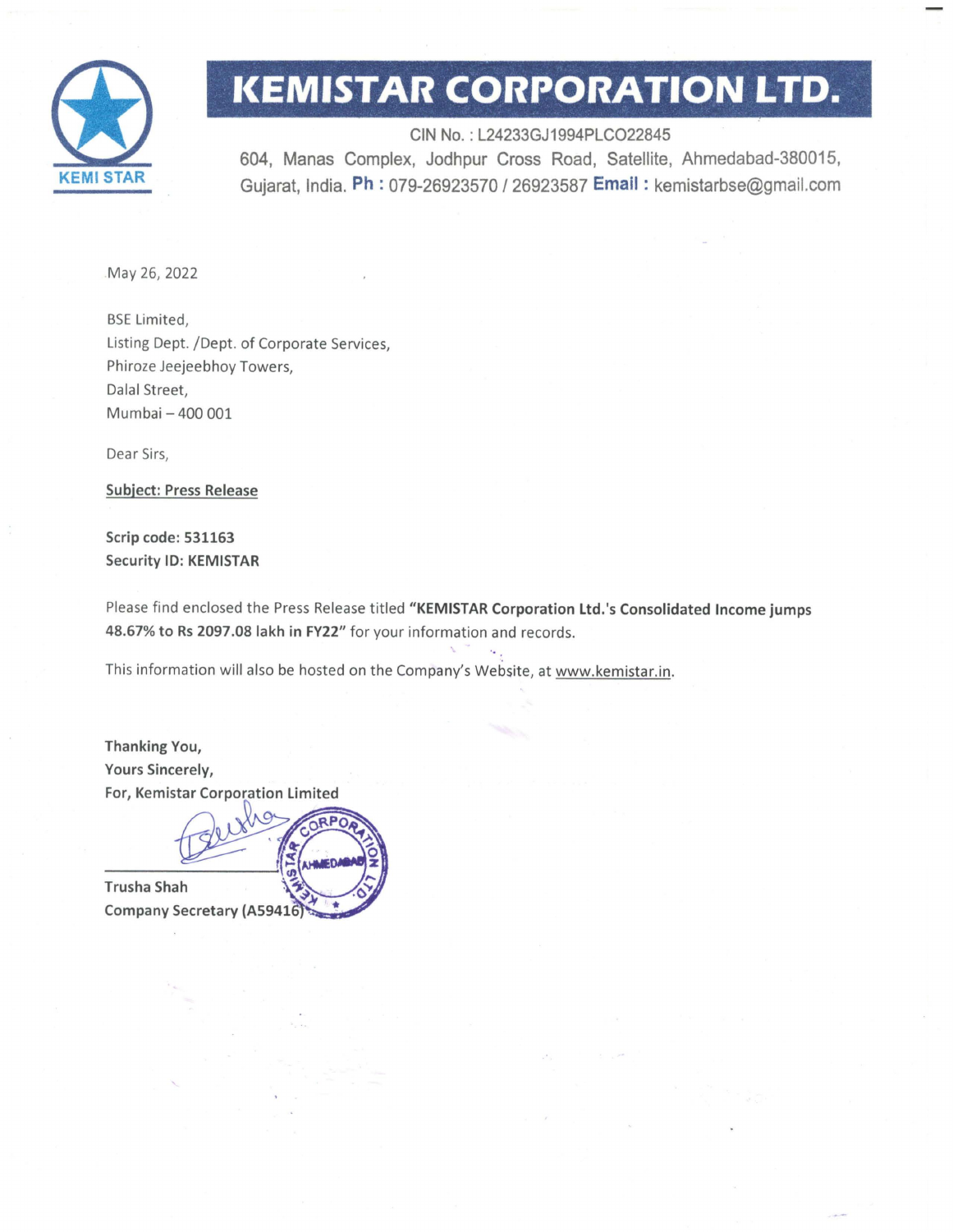# KEMISTAR CORPORATION LTD.

CIN No. : L24233GJ1994PLCO22845

604, Manas Complex, Jodhpur Cross Road, Satellite, Ahmedabad-380015, Gujarat, India. **Ph :** 079-26923570 / 26923587 **Email :** kemistarbse@gmail.com

May 26, 2022

BSE Limited,
Listing Dept. /Dept. of Corporate Services,
Phiroze Jeejeebhoy Towers,
Dalal Street,
Mumbai – 400 001

Dear Sirs,

**Subject: Press Release**

**Scrip code: 531163**
**Security ID: KEMISTAR**

Please find enclosed the Press Release titled **"KEMISTAR Corporation Ltd.'s Consolidated Income jumps 48.67% to Rs 2097.08 lakh in FY22"** for your information and records.

This information will also be hosted on the Company's Website, at www.kemistar.in.

**Thanking You,**
**Yours Sincerely,**
**For, Kemistar Corporation Limited**

**Trusha Shah**
**Company Secretary (A59416)**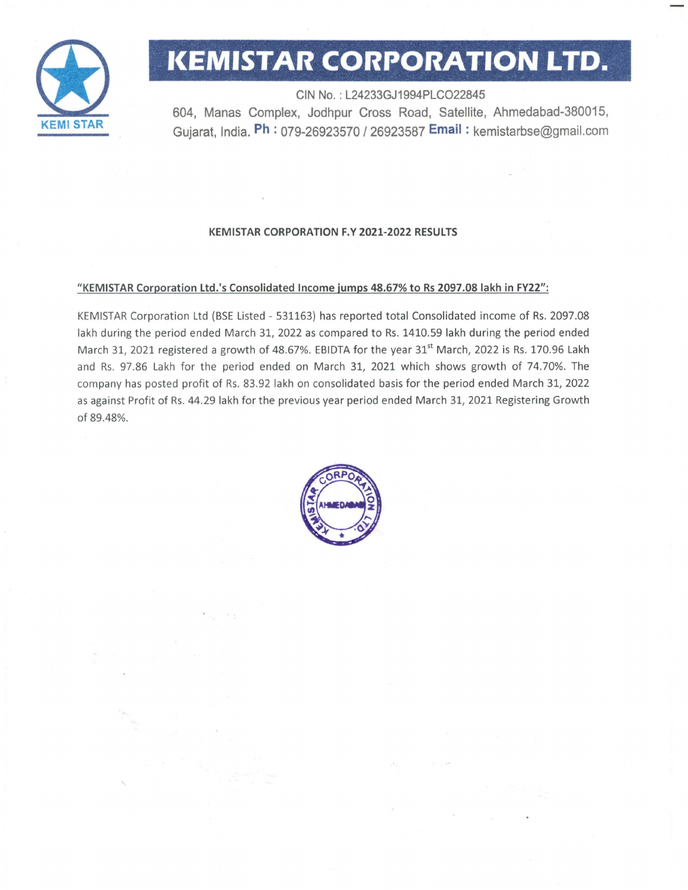# KEMISTAR CORPORATION LTD.

CIN No. : L24233GJ1994PLCO22845

604, Manas Complex, Jodhpur Cross Road, Satellite, Ahmedabad-380015, Gujarat, India. **Ph :** 079-26923570 / 26923587 **Email :** kemistarbse@gmail.com

**KEMISTAR CORPORATION F.Y 2021-2022 RESULTS**

**"KEMISTAR Corporation Ltd.'s Consolidated Income jumps 48.67% to Rs 2097.08 lakh in FY22":**

KEMISTAR Corporation Ltd (BSE Listed - 531163) has reported total Consolidated income of Rs. 2097.08 lakh during the period ended March 31, 2022 as compared to Rs. 1410.59 lakh during the period ended March 31, 2021 registered a growth of 48.67%. EBIDTA for the year 31st March, 2022 is Rs. 170.96 Lakh and Rs. 97.86 Lakh for the period ended on March 31, 2021 which shows growth of 74.70%. The company has posted profit of Rs. 83.92 lakh on consolidated basis for the period ended March 31, 2022 as against Profit of Rs. 44.29 lakh for the previous year period ended March 31, 2021 Registering Growth of 89.48%.